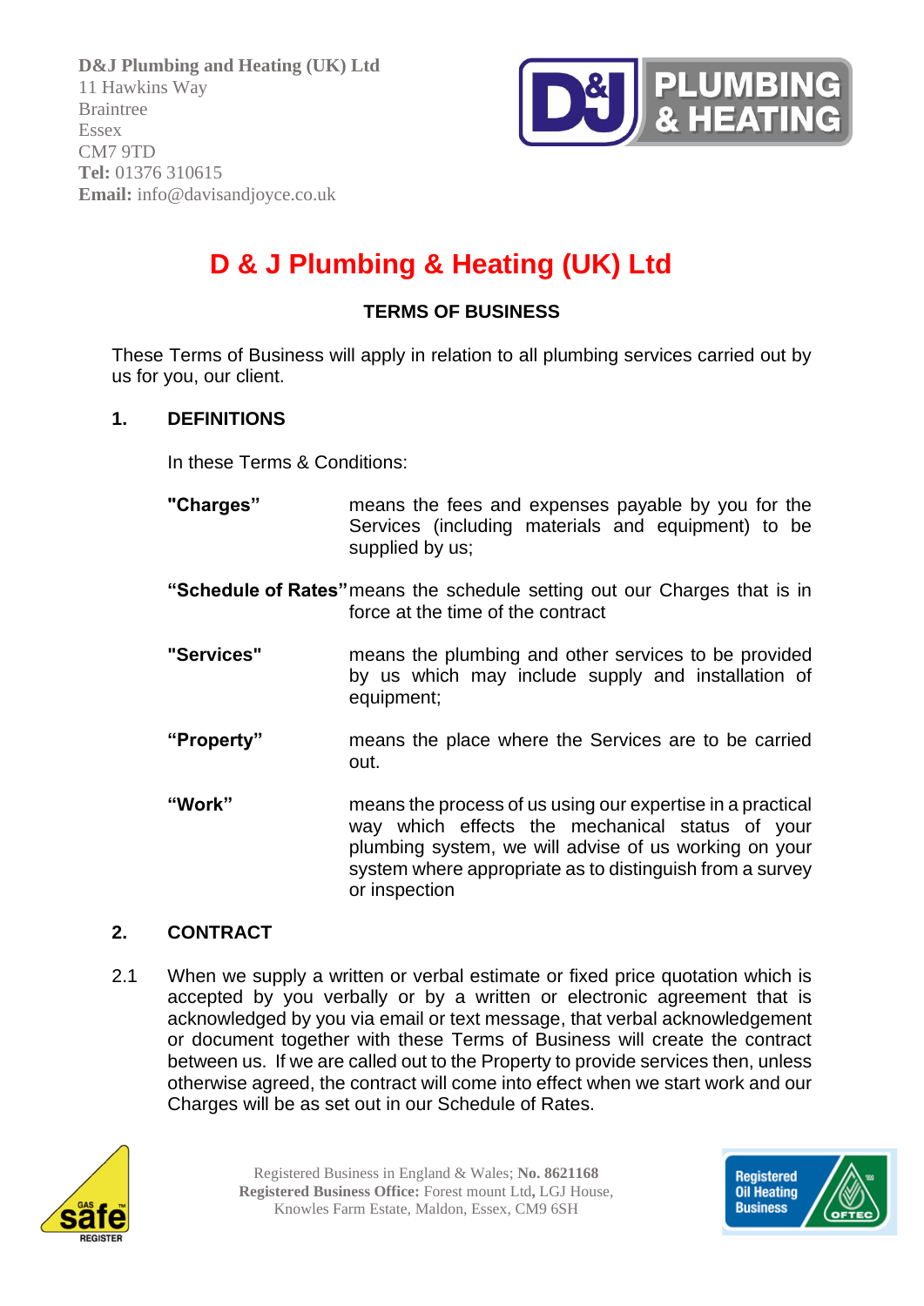**D&J Plumbing and Heating (UK) Ltd**
11 Hawkins Way
Braintree
Essex
CM7 9TD
**Tel:** 01376 310615
**Email:** info@davisandjoyce.co.uk

# D & J Plumbing & Heating (UK) Ltd

## TERMS OF BUSINESS

These Terms of Business will apply in relation to all plumbing services carried out by us for you, our client.

### 1. DEFINITIONS

In these Terms & Conditions:

**"Charges"** means the fees and expenses payable by you for the Services (including materials and equipment) to be supplied by us;

**"Schedule of Rates"** means the schedule setting out our Charges that is in force at the time of the contract

**"Services"** means the plumbing and other services to be provided by us which may include supply and installation of equipment;

**"Property"** means the place where the Services are to be carried out.

**"Work"** means the process of us using our expertise in a practical way which effects the mechanical status of your plumbing system, we will advise of us working on your system where appropriate as to distinguish from a survey or inspection

### 2. CONTRACT

2.1 When we supply a written or verbal estimate or fixed price quotation which is accepted by you verbally or by a written or electronic agreement that is acknowledged by you via email or text message, that verbal acknowledgement or document together with these Terms of Business will create the contract between us. If we are called out to the Property to provide services then, unless otherwise agreed, the contract will come into effect when we start work and our Charges will be as set out in our Schedule of Rates.

Registered Business in England & Wales; **No. 8621168**
**Registered Business Office:** Forest mount Ltd**,** LGJ House, Knowles Farm Estate, Maldon, Essex, CM9 6SH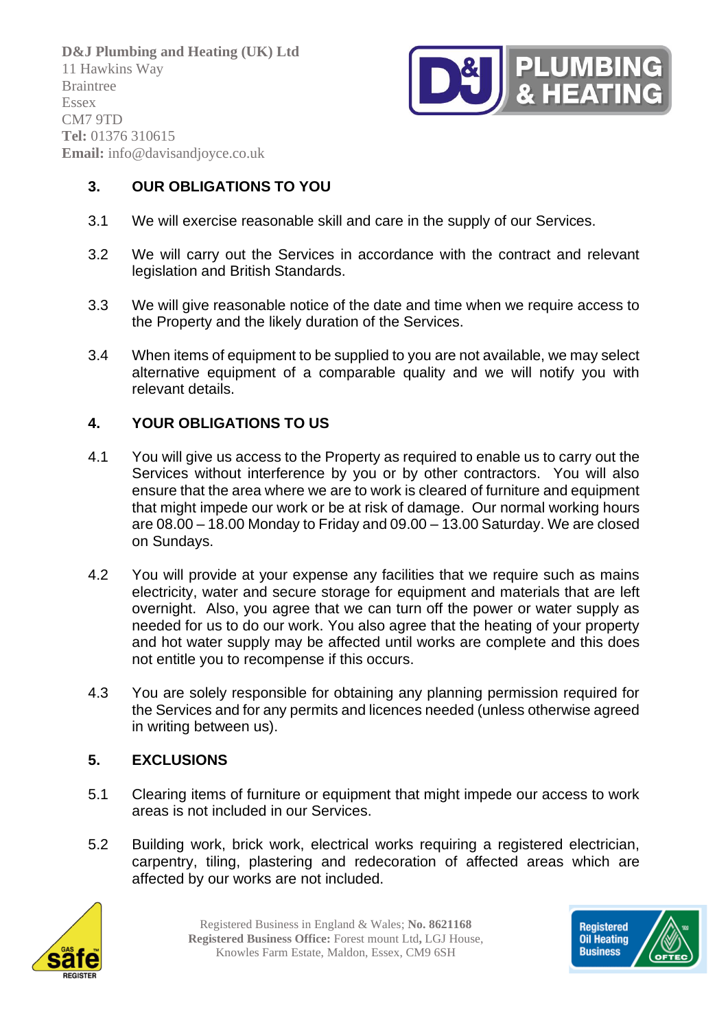**D&J Plumbing and Heating (UK) Ltd**
11 Hawkins Way
Braintree
Essex
CM7 9TD
**Tel:** 01376 310615
**Email:** info@davisandjoyce.co.uk

## 3. OUR OBLIGATIONS TO YOU

3.1 We will exercise reasonable skill and care in the supply of our Services.

3.2 We will carry out the Services in accordance with the contract and relevant legislation and British Standards.

3.3 We will give reasonable notice of the date and time when we require access to the Property and the likely duration of the Services.

3.4 When items of equipment to be supplied to you are not available, we may select alternative equipment of a comparable quality and we will notify you with relevant details.

## 4. YOUR OBLIGATIONS TO US

4.1 You will give us access to the Property as required to enable us to carry out the Services without interference by you or by other contractors. You will also ensure that the area where we are to work is cleared of furniture and equipment that might impede our work or be at risk of damage. Our normal working hours are 08.00 – 18.00 Monday to Friday and 09.00 – 13.00 Saturday. We are closed on Sundays.

4.2 You will provide at your expense any facilities that we require such as mains electricity, water and secure storage for equipment and materials that are left overnight. Also, you agree that we can turn off the power or water supply as needed for us to do our work. You also agree that the heating of your property and hot water supply may be affected until works are complete and this does not entitle you to recompense if this occurs.

4.3 You are solely responsible for obtaining any planning permission required for the Services and for any permits and licences needed (unless otherwise agreed in writing between us).

## 5. EXCLUSIONS

5.1 Clearing items of furniture or equipment that might impede our access to work areas is not included in our Services.

5.2 Building work, brick work, electrical works requiring a registered electrician, carpentry, tiling, plastering and redecoration of affected areas which are affected by our works are not included.

Registered Business in England & Wales; **No. 8621168**
**Registered Business Office:** Forest mount Ltd, LGJ House, Knowles Farm Estate, Maldon, Essex, CM9 6SH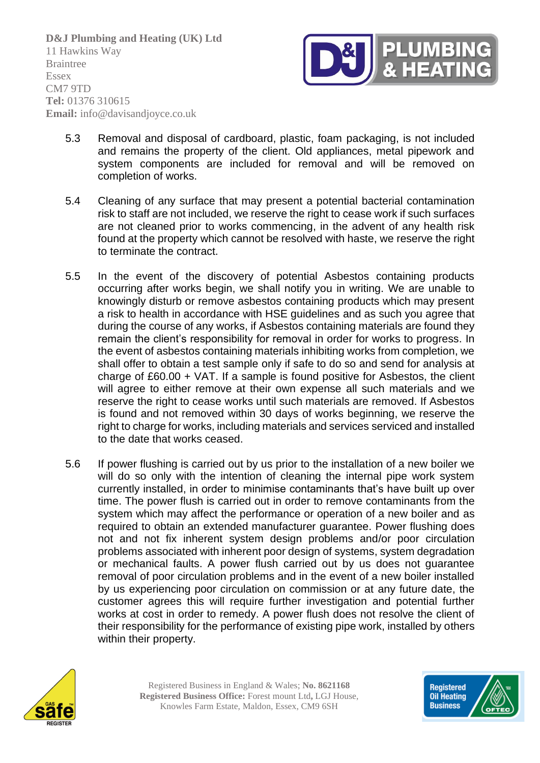5.3 Removal and disposal of cardboard, plastic, foam packaging, is not included and remains the property of the client. Old appliances, metal pipework and system components are included for removal and will be removed on completion of works.

5.4 Cleaning of any surface that may present a potential bacterial contamination risk to staff are not included, we reserve the right to cease work if such surfaces are not cleaned prior to works commencing, in the advent of any health risk found at the property which cannot be resolved with haste, we reserve the right to terminate the contract.

5.5 In the event of the discovery of potential Asbestos containing products occurring after works begin, we shall notify you in writing. We are unable to knowingly disturb or remove asbestos containing products which may present a risk to health in accordance with HSE guidelines and as such you agree that during the course of any works, if Asbestos containing materials are found they remain the client's responsibility for removal in order for works to progress. In the event of asbestos containing materials inhibiting works from completion, we shall offer to obtain a test sample only if safe to do so and send for analysis at charge of £60.00 + VAT. If a sample is found positive for Asbestos, the client will agree to either remove at their own expense all such materials and we reserve the right to cease works until such materials are removed. If Asbestos is found and not removed within 30 days of works beginning, we reserve the right to charge for works, including materials and services serviced and installed to the date that works ceased.

5.6 If power flushing is carried out by us prior to the installation of a new boiler we will do so only with the intention of cleaning the internal pipe work system currently installed, in order to minimise contaminants that's have built up over time. The power flush is carried out in order to remove contaminants from the system which may affect the performance or operation of a new boiler and as required to obtain an extended manufacturer guarantee. Power flushing does not and not fix inherent system design problems and/or poor circulation problems associated with inherent poor design of systems, system degradation or mechanical faults. A power flush carried out by us does not guarantee removal of poor circulation problems and in the event of a new boiler installed by us experiencing poor circulation on commission or at any future date, the customer agrees this will require further investigation and potential further works at cost in order to remedy. A power flush does not resolve the client of their responsibility for the performance of existing pipe work, installed by others within their property.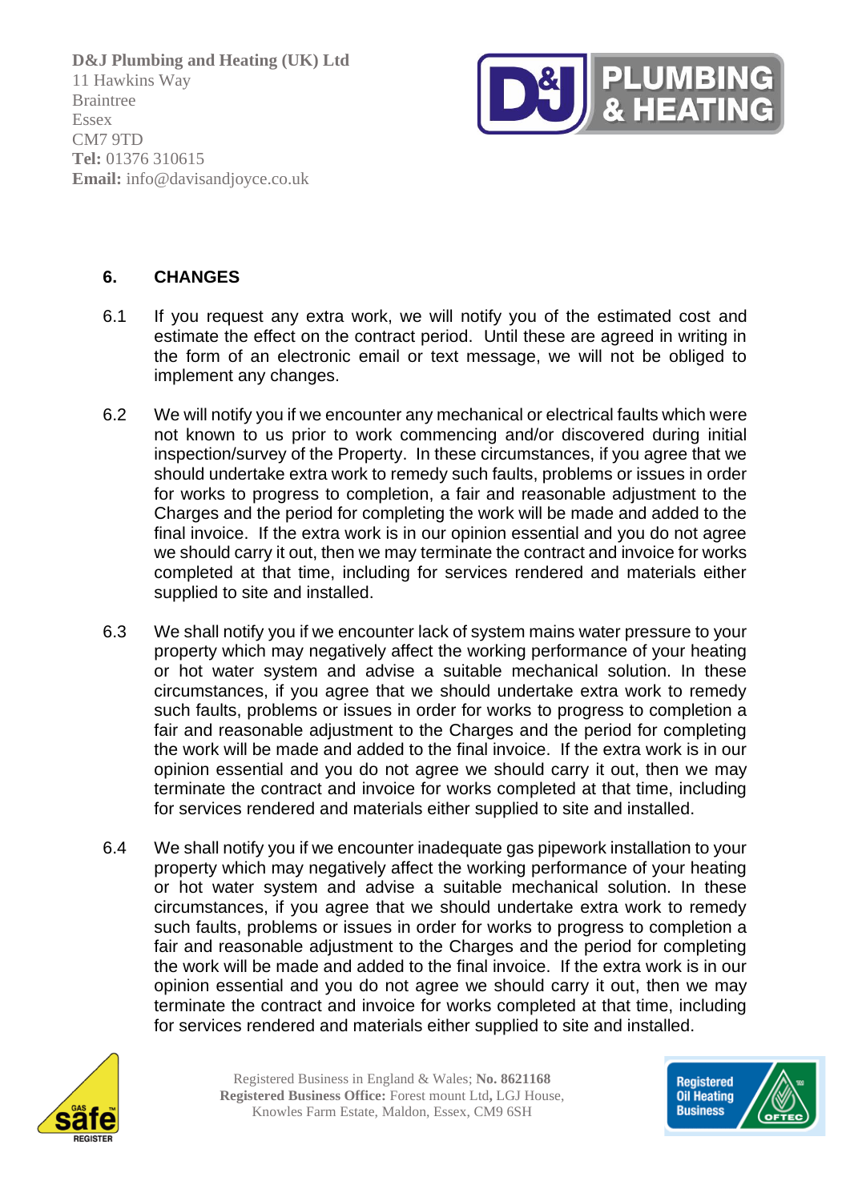## 6. CHANGES

6.1 If you request any extra work, we will notify you of the estimated cost and estimate the effect on the contract period. Until these are agreed in writing in the form of an electronic email or text message, we will not be obliged to implement any changes.

6.2 We will notify you if we encounter any mechanical or electrical faults which were not known to us prior to work commencing and/or discovered during initial inspection/survey of the Property. In these circumstances, if you agree that we should undertake extra work to remedy such faults, problems or issues in order for works to progress to completion, a fair and reasonable adjustment to the Charges and the period for completing the work will be made and added to the final invoice. If the extra work is in our opinion essential and you do not agree we should carry it out, then we may terminate the contract and invoice for works completed at that time, including for services rendered and materials either supplied to site and installed.

6.3 We shall notify you if we encounter lack of system mains water pressure to your property which may negatively affect the working performance of your heating or hot water system and advise a suitable mechanical solution. In these circumstances, if you agree that we should undertake extra work to remedy such faults, problems or issues in order for works to progress to completion a fair and reasonable adjustment to the Charges and the period for completing the work will be made and added to the final invoice. If the extra work is in our opinion essential and you do not agree we should carry it out, then we may terminate the contract and invoice for works completed at that time, including for services rendered and materials either supplied to site and installed.

6.4 We shall notify you if we encounter inadequate gas pipework installation to your property which may negatively affect the working performance of your heating or hot water system and advise a suitable mechanical solution. In these circumstances, if you agree that we should undertake extra work to remedy such faults, problems or issues in order for works to progress to completion a fair and reasonable adjustment to the Charges and the period for completing the work will be made and added to the final invoice. If the extra work is in our opinion essential and you do not agree we should carry it out, then we may terminate the contract and invoice for works completed at that time, including for services rendered and materials either supplied to site and installed.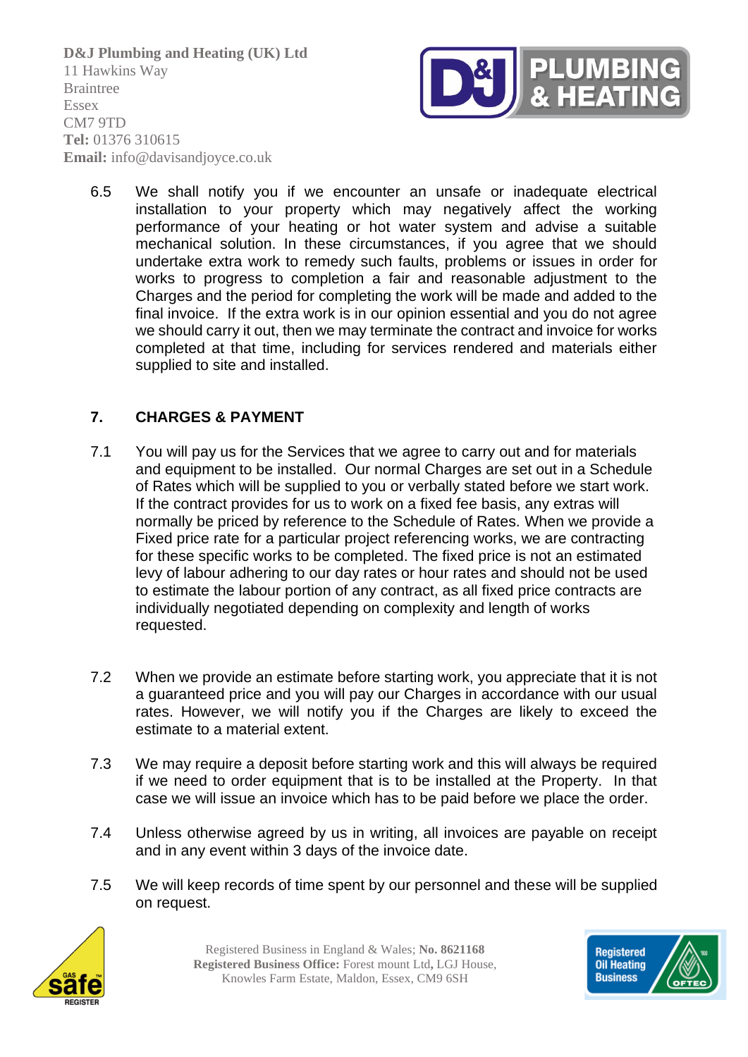6.5 We shall notify you if we encounter an unsafe or inadequate electrical installation to your property which may negatively affect the working performance of your heating or hot water system and advise a suitable mechanical solution. In these circumstances, if you agree that we should undertake extra work to remedy such faults, problems or issues in order for works to progress to completion a fair and reasonable adjustment to the Charges and the period for completing the work will be made and added to the final invoice. If the extra work is in our opinion essential and you do not agree we should carry it out, then we may terminate the contract and invoice for works completed at that time, including for services rendered and materials either supplied to site and installed.

## 7. CHARGES & PAYMENT

7.1 You will pay us for the Services that we agree to carry out and for materials and equipment to be installed. Our normal Charges are set out in a Schedule of Rates which will be supplied to you or verbally stated before we start work. If the contract provides for us to work on a fixed fee basis, any extras will normally be priced by reference to the Schedule of Rates. When we provide a Fixed price rate for a particular project referencing works, we are contracting for these specific works to be completed. The fixed price is not an estimated levy of labour adhering to our day rates or hour rates and should not be used to estimate the labour portion of any contract, as all fixed price contracts are individually negotiated depending on complexity and length of works requested.

7.2 When we provide an estimate before starting work, you appreciate that it is not a guaranteed price and you will pay our Charges in accordance with our usual rates. However, we will notify you if the Charges are likely to exceed the estimate to a material extent.

7.3 We may require a deposit before starting work and this will always be required if we need to order equipment that is to be installed at the Property. In that case we will issue an invoice which has to be paid before we place the order.

7.4 Unless otherwise agreed by us in writing, all invoices are payable on receipt and in any event within 3 days of the invoice date.

7.5 We will keep records of time spent by our personnel and these will be supplied on request.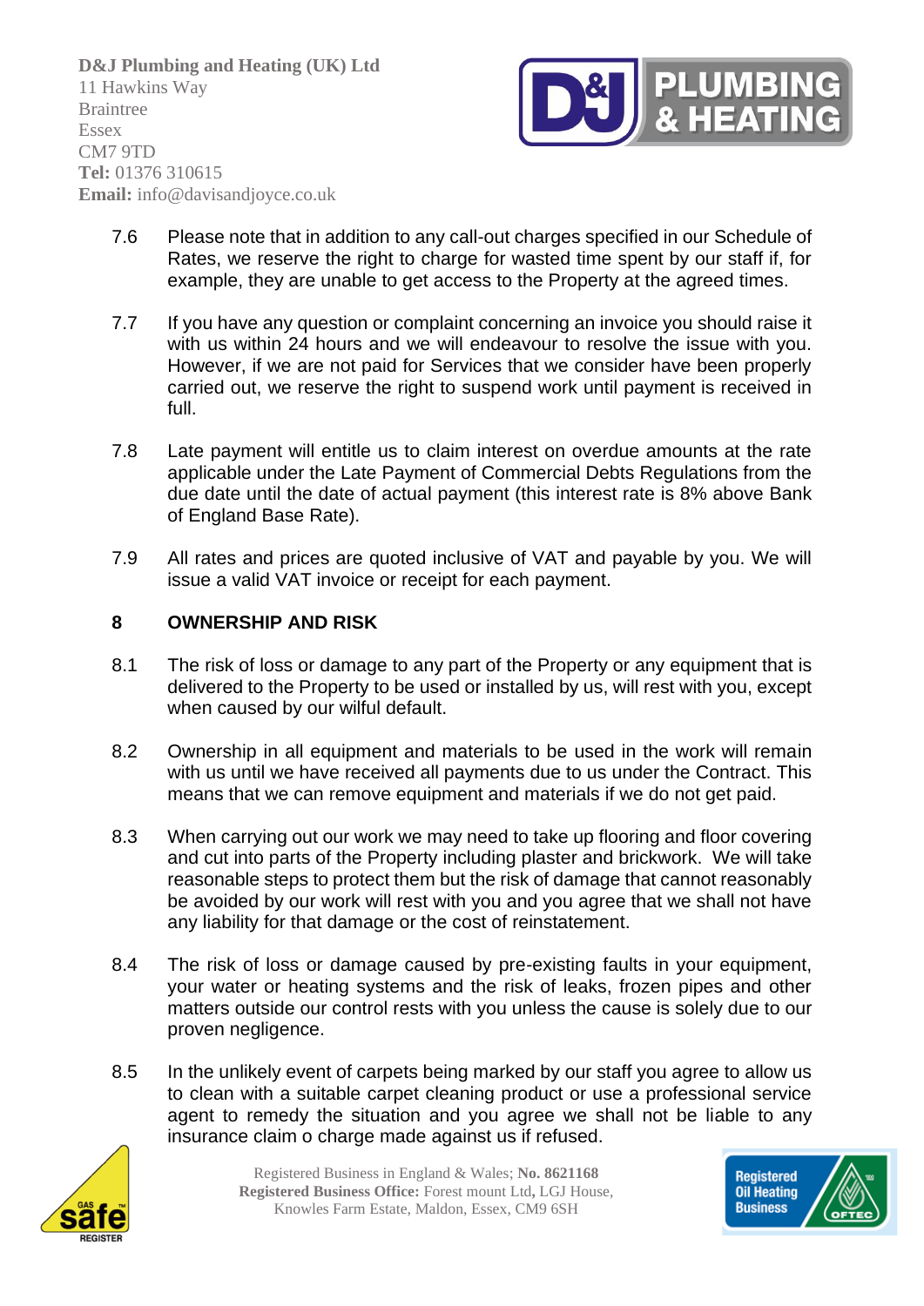7.6 Please note that in addition to any call-out charges specified in our Schedule of Rates, we reserve the right to charge for wasted time spent by our staff if, for example, they are unable to get access to the Property at the agreed times.

7.7 If you have any question or complaint concerning an invoice you should raise it with us within 24 hours and we will endeavour to resolve the issue with you. However, if we are not paid for Services that we consider have been properly carried out, we reserve the right to suspend work until payment is received in full.

7.8 Late payment will entitle us to claim interest on overdue amounts at the rate applicable under the Late Payment of Commercial Debts Regulations from the due date until the date of actual payment (this interest rate is 8% above Bank of England Base Rate).

7.9 All rates and prices are quoted inclusive of VAT and payable by you. We will issue a valid VAT invoice or receipt for each payment.

## 8 OWNERSHIP AND RISK

8.1 The risk of loss or damage to any part of the Property or any equipment that is delivered to the Property to be used or installed by us, will rest with you, except when caused by our wilful default.

8.2 Ownership in all equipment and materials to be used in the work will remain with us until we have received all payments due to us under the Contract. This means that we can remove equipment and materials if we do not get paid.

8.3 When carrying out our work we may need to take up flooring and floor covering and cut into parts of the Property including plaster and brickwork. We will take reasonable steps to protect them but the risk of damage that cannot reasonably be avoided by our work will rest with you and you agree that we shall not have any liability for that damage or the cost of reinstatement.

8.4 The risk of loss or damage caused by pre-existing faults in your equipment, your water or heating systems and the risk of leaks, frozen pipes and other matters outside our control rests with you unless the cause is solely due to our proven negligence.

8.5 In the unlikely event of carpets being marked by our staff you agree to allow us to clean with a suitable carpet cleaning product or use a professional service agent to remedy the situation and you agree we shall not be liable to any insurance claim o charge made against us if refused.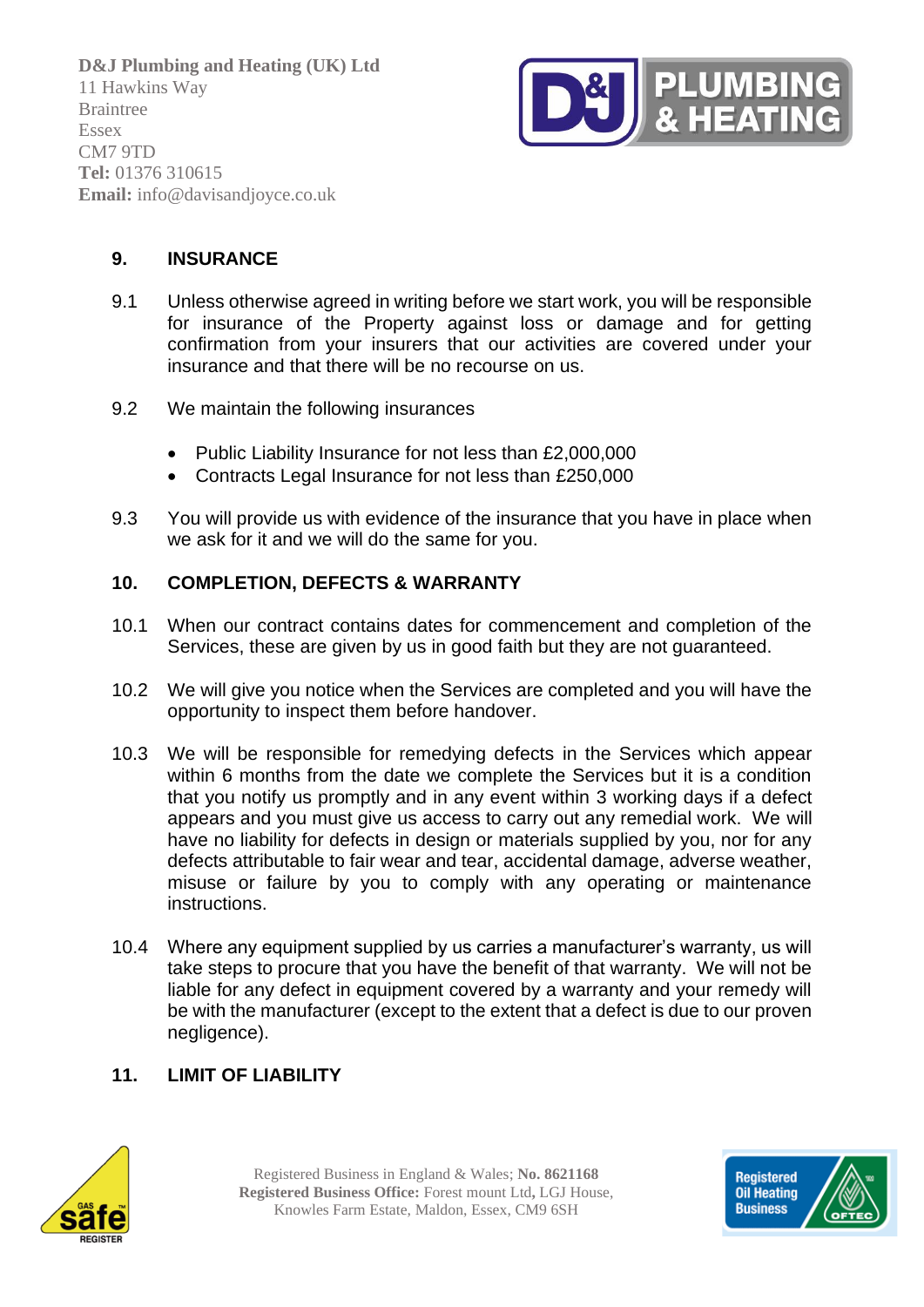## 9. INSURANCE

9.1 Unless otherwise agreed in writing before we start work, you will be responsible for insurance of the Property against loss or damage and for getting confirmation from your insurers that our activities are covered under your insurance and that there will be no recourse on us.

9.2 We maintain the following insurances

- Public Liability Insurance for not less than £2,000,000
- Contracts Legal Insurance for not less than £250,000

9.3 You will provide us with evidence of the insurance that you have in place when we ask for it and we will do the same for you.

## 10. COMPLETION, DEFECTS & WARRANTY

10.1 When our contract contains dates for commencement and completion of the Services, these are given by us in good faith but they are not guaranteed.

10.2 We will give you notice when the Services are completed and you will have the opportunity to inspect them before handover.

10.3 We will be responsible for remedying defects in the Services which appear within 6 months from the date we complete the Services but it is a condition that you notify us promptly and in any event within 3 working days if a defect appears and you must give us access to carry out any remedial work. We will have no liability for defects in design or materials supplied by you, nor for any defects attributable to fair wear and tear, accidental damage, adverse weather, misuse or failure by you to comply with any operating or maintenance instructions.

10.4 Where any equipment supplied by us carries a manufacturer's warranty, us will take steps to procure that you have the benefit of that warranty. We will not be liable for any defect in equipment covered by a warranty and your remedy will be with the manufacturer (except to the extent that a defect is due to our proven negligence).

## 11. LIMIT OF LIABILITY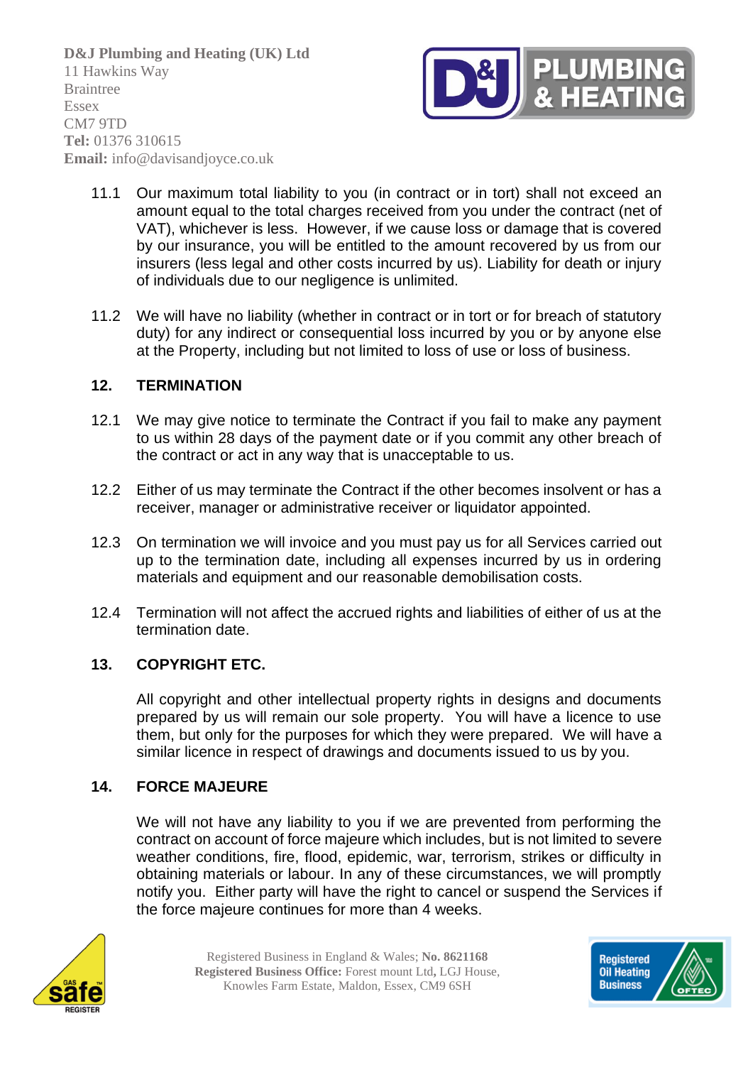11.1 Our maximum total liability to you (in contract or in tort) shall not exceed an amount equal to the total charges received from you under the contract (net of VAT), whichever is less. However, if we cause loss or damage that is covered by our insurance, you will be entitled to the amount recovered by us from our insurers (less legal and other costs incurred by us). Liability for death or injury of individuals due to our negligence is unlimited.

11.2 We will have no liability (whether in contract or in tort or for breach of statutory duty) for any indirect or consequential loss incurred by you or by anyone else at the Property, including but not limited to loss of use or loss of business.

## 12. TERMINATION

12.1 We may give notice to terminate the Contract if you fail to make any payment to us within 28 days of the payment date or if you commit any other breach of the contract or act in any way that is unacceptable to us.

12.2 Either of us may terminate the Contract if the other becomes insolvent or has a receiver, manager or administrative receiver or liquidator appointed.

12.3 On termination we will invoice and you must pay us for all Services carried out up to the termination date, including all expenses incurred by us in ordering materials and equipment and our reasonable demobilisation costs.

12.4 Termination will not affect the accrued rights and liabilities of either of us at the termination date.

## 13. COPYRIGHT ETC.

All copyright and other intellectual property rights in designs and documents prepared by us will remain our sole property. You will have a licence to use them, but only for the purposes for which they were prepared. We will have a similar licence in respect of drawings and documents issued to us by you.

## 14. FORCE MAJEURE

We will not have any liability to you if we are prevented from performing the contract on account of force majeure which includes, but is not limited to severe weather conditions, fire, flood, epidemic, war, terrorism, strikes or difficulty in obtaining materials or labour. In any of these circumstances, we will promptly notify you. Either party will have the right to cancel or suspend the Services if the force majeure continues for more than 4 weeks.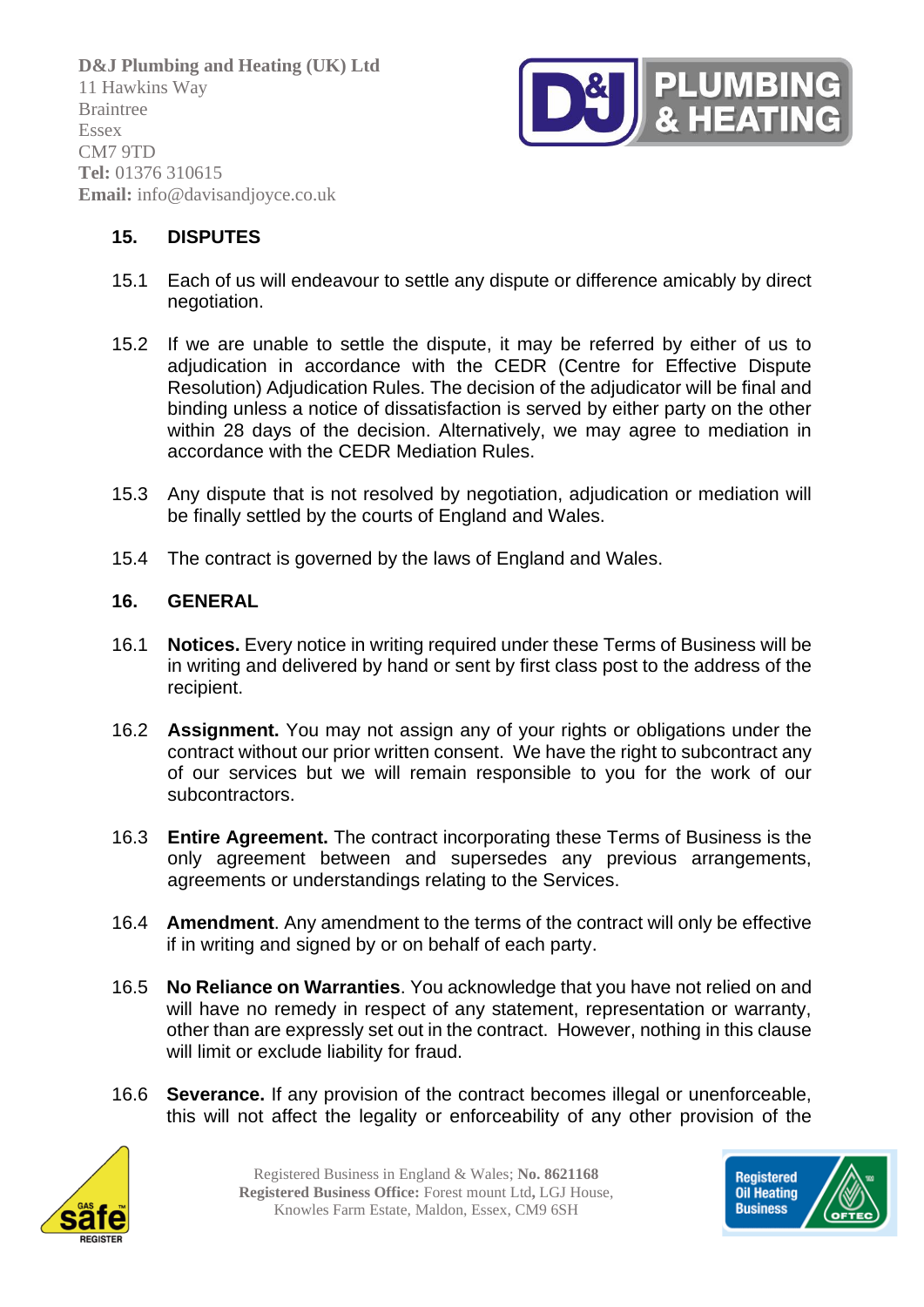## 15. DISPUTES

15.1 Each of us will endeavour to settle any dispute or difference amicably by direct negotiation.

15.2 If we are unable to settle the dispute, it may be referred by either of us to adjudication in accordance with the CEDR (Centre for Effective Dispute Resolution) Adjudication Rules. The decision of the adjudicator will be final and binding unless a notice of dissatisfaction is served by either party on the other within 28 days of the decision. Alternatively, we may agree to mediation in accordance with the CEDR Mediation Rules.

15.3 Any dispute that is not resolved by negotiation, adjudication or mediation will be finally settled by the courts of England and Wales.

15.4 The contract is governed by the laws of England and Wales.

## 16. GENERAL

16.1 **Notices.** Every notice in writing required under these Terms of Business will be in writing and delivered by hand or sent by first class post to the address of the recipient.

16.2 **Assignment.** You may not assign any of your rights or obligations under the contract without our prior written consent. We have the right to subcontract any of our services but we will remain responsible to you for the work of our subcontractors.

16.3 **Entire Agreement.** The contract incorporating these Terms of Business is the only agreement between and supersedes any previous arrangements, agreements or understandings relating to the Services.

16.4 **Amendment**. Any amendment to the terms of the contract will only be effective if in writing and signed by or on behalf of each party.

16.5 **No Reliance on Warranties**. You acknowledge that you have not relied on and will have no remedy in respect of any statement, representation or warranty, other than are expressly set out in the contract. However, nothing in this clause will limit or exclude liability for fraud.

16.6 **Severance.** If any provision of the contract becomes illegal or unenforceable, this will not affect the legality or enforceability of any other provision of the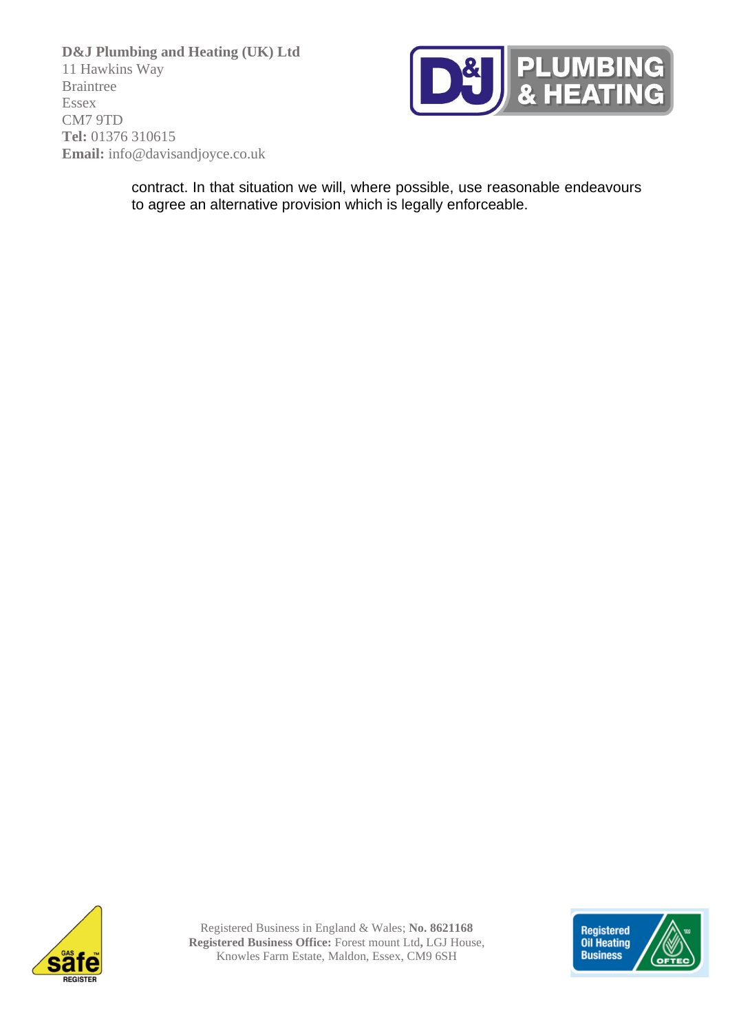contract. In that situation we will, where possible, use reasonable endeavours to agree an alternative provision which is legally enforceable.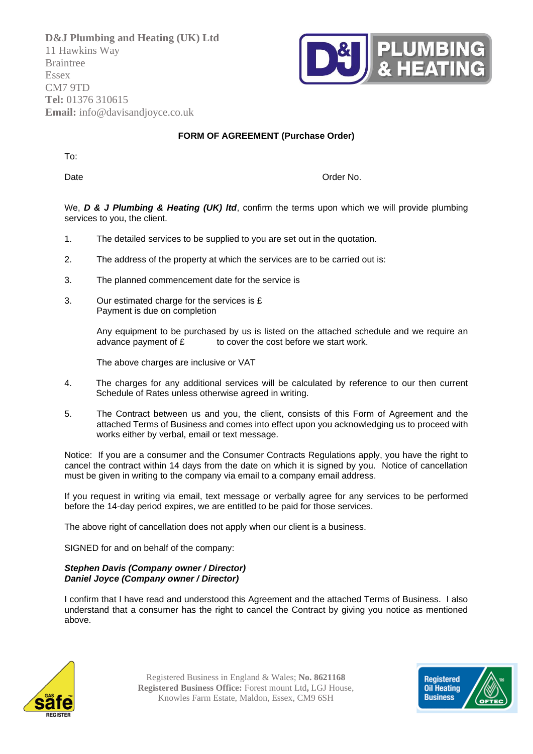**D&J Plumbing and Heating (UK) Ltd**
11 Hawkins Way
Braintree
Essex
CM7 9TD
**Tel:** 01376 310615
**Email:** info@davisandjoyce.co.uk

PLUMBING & HEATING

## FORM OF AGREEMENT (Purchase Order)

To:

Date                                                                                    Order No.

We, ***D & J Plumbing & Heating (UK) ltd***, confirm the terms upon which we will provide plumbing services to you, the client.

1. The detailed services to be supplied to you are set out in the quotation.

2. The address of the property at which the services are to be carried out is:

3. The planned commencement date for the service is

3. Our estimated charge for the services is £
   Payment is due on completion

   Any equipment to be purchased by us is listed on the attached schedule and we require an advance payment of £            to cover the cost before we start work.

   The above charges are inclusive or VAT

4. The charges for any additional services will be calculated by reference to our then current Schedule of Rates unless otherwise agreed in writing.

5. The Contract between us and you, the client, consists of this Form of Agreement and the attached Terms of Business and comes into effect upon you acknowledging us to proceed with works either by verbal, email or text message.

Notice: If you are a consumer and the Consumer Contracts Regulations apply, you have the right to cancel the contract within 14 days from the date on which it is signed by you. Notice of cancellation must be given in writing to the company via email to a company email address.

If you request in writing via email, text message or verbally agree for any services to be performed before the 14-day period expires, we are entitled to be paid for those services.

The above right of cancellation does not apply when our client is a business.

SIGNED for and on behalf of the company:

***Stephen Davis (Company owner / Director)***
***Daniel Joyce (Company owner / Director)***

I confirm that I have read and understood this Agreement and the attached Terms of Business. I also understand that a consumer has the right to cancel the Contract by giving you notice as mentioned above.

Gas Safe Register

Registered Business in England & Wales; **No. 8621168**
**Registered Business Office:** Forest mount Ltd, LGJ House, Knowles Farm Estate, Maldon, Essex, CM9 6SH

Registered Oil Heating Business OFTEC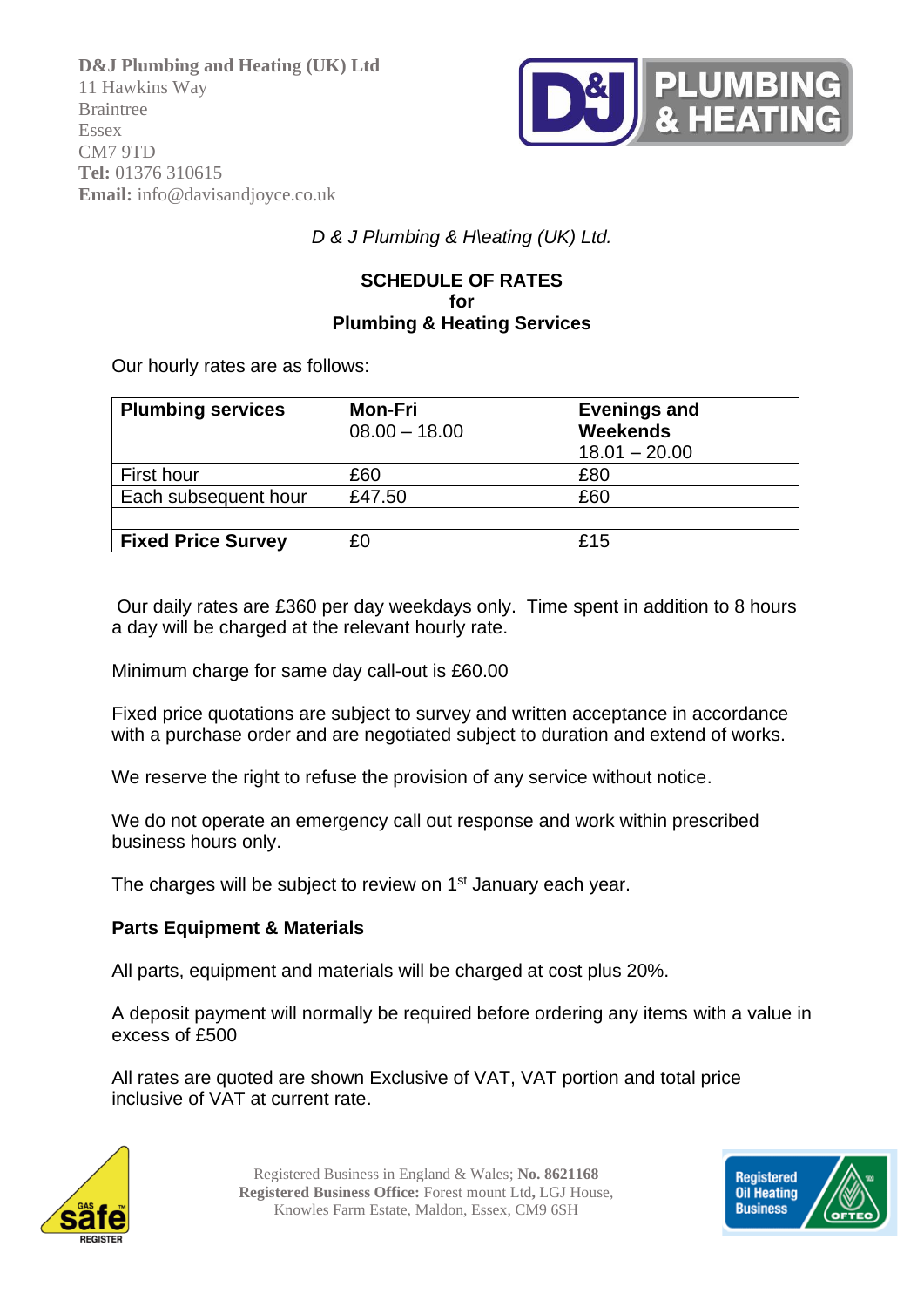**D&J Plumbing and Heating (UK) Ltd**
11 Hawkins Way
Braintree
Essex
CM7 9TD
**Tel:** 01376 310615
**Email:** info@davisandjoyce.co.uk

*D & J Plumbing & H\eating (UK) Ltd.*

**SCHEDULE OF RATES**
**for**
**Plumbing & Heating Services**

Our hourly rates are as follows:

| **Plumbing services** | **Mon-Fri** 08.00 – 18.00 | **Evenings and Weekends** 18.01 – 20.00 |
|---|---|---|
| First hour | £60 | £80 |
| Each subsequent hour | £47.50 | £60 |
| | | |
| **Fixed Price Survey** | £0 | £15 |

Our daily rates are £360 per day weekdays only. Time spent in addition to 8 hours a day will be charged at the relevant hourly rate.

Minimum charge for same day call-out is £60.00

Fixed price quotations are subject to survey and written acceptance in accordance with a purchase order and are negotiated subject to duration and extend of works.

We reserve the right to refuse the provision of any service without notice.

We do not operate an emergency call out response and work within prescribed business hours only.

The charges will be subject to review on 1st January each year.

**Parts Equipment & Materials**

All parts, equipment and materials will be charged at cost plus 20%.

A deposit payment will normally be required before ordering any items with a value in excess of £500

All rates are quoted are shown Exclusive of VAT, VAT portion and total price inclusive of VAT at current rate.

Registered Business in England & Wales; **No. 8621168**
**Registered Business Office:** Forest mount Ltd**,** LGJ House, Knowles Farm Estate, Maldon, Essex, CM9 6SH